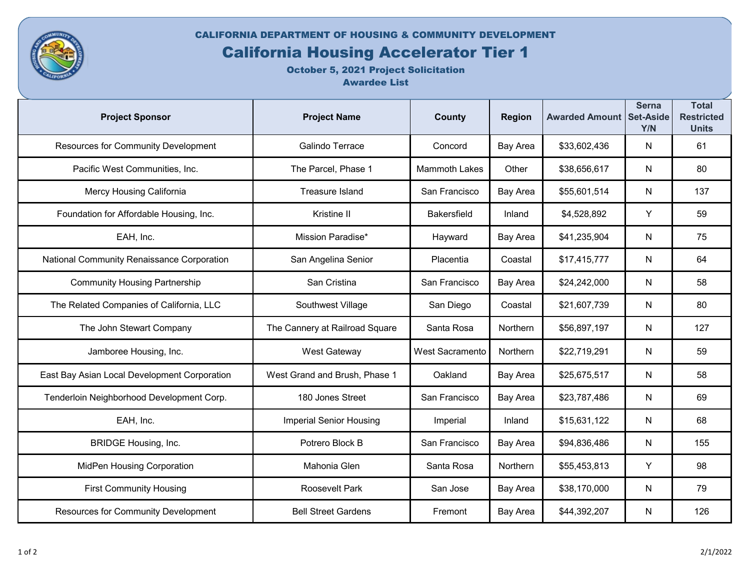CALIFORNIA DEPARTMENT OF HOUSING & COMMUNITY DEVELOPMENT

# California Housing Accelerator Tier 1

**October 5, 2021 Project Solicitation**
**Awardee List**

| Project Sponsor | Project Name | County | Region | Awarded Amount | Serna Set-Aside Y/N | Total Restricted Units |
|---|---|---|---|---|---|---|
| Resources for Community Development | Galindo Terrace | Concord | Bay Area | $33,602,436 | N | 61 |
| Pacific West Communities, Inc. | The Parcel, Phase 1 | Mammoth Lakes | Other | $38,656,617 | N | 80 |
| Mercy Housing California | Treasure Island | San Francisco | Bay Area | $55,601,514 | N | 137 |
| Foundation for Affordable Housing, Inc. | Kristine II | Bakersfield | Inland | $4,528,892 | Y | 59 |
| EAH, Inc. | Mission Paradise* | Hayward | Bay Area | $41,235,904 | N | 75 |
| National Community Renaissance Corporation | San Angelina Senior | Placentia | Coastal | $17,415,777 | N | 64 |
| Community Housing Partnership | San Cristina | San Francisco | Bay Area | $24,242,000 | N | 58 |
| The Related Companies of California, LLC | Southwest Village | San Diego | Coastal | $21,607,739 | N | 80 |
| The John Stewart Company | The Cannery at Railroad Square | Santa Rosa | Northern | $56,897,197 | N | 127 |
| Jamboree Housing, Inc. | West Gateway | West Sacramento | Northern | $22,719,291 | N | 59 |
| East Bay Asian Local Development Corporation | West Grand and Brush, Phase 1 | Oakland | Bay Area | $25,675,517 | N | 58 |
| Tenderloin Neighborhood Development Corp. | 180 Jones Street | San Francisco | Bay Area | $23,787,486 | N | 69 |
| EAH, Inc. | Imperial Senior Housing | Imperial | Inland | $15,631,122 | N | 68 |
| BRIDGE Housing, Inc. | Potrero Block B | San Francisco | Bay Area | $94,836,486 | N | 155 |
| MidPen Housing Corporation | Mahonia Glen | Santa Rosa | Northern | $55,453,813 | Y | 98 |
| First Community Housing | Roosevelt Park | San Jose | Bay Area | $38,170,000 | N | 79 |
| Resources for Community Development | Bell Street Gardens | Fremont | Bay Area | $44,392,207 | N | 126 |

2/1/2022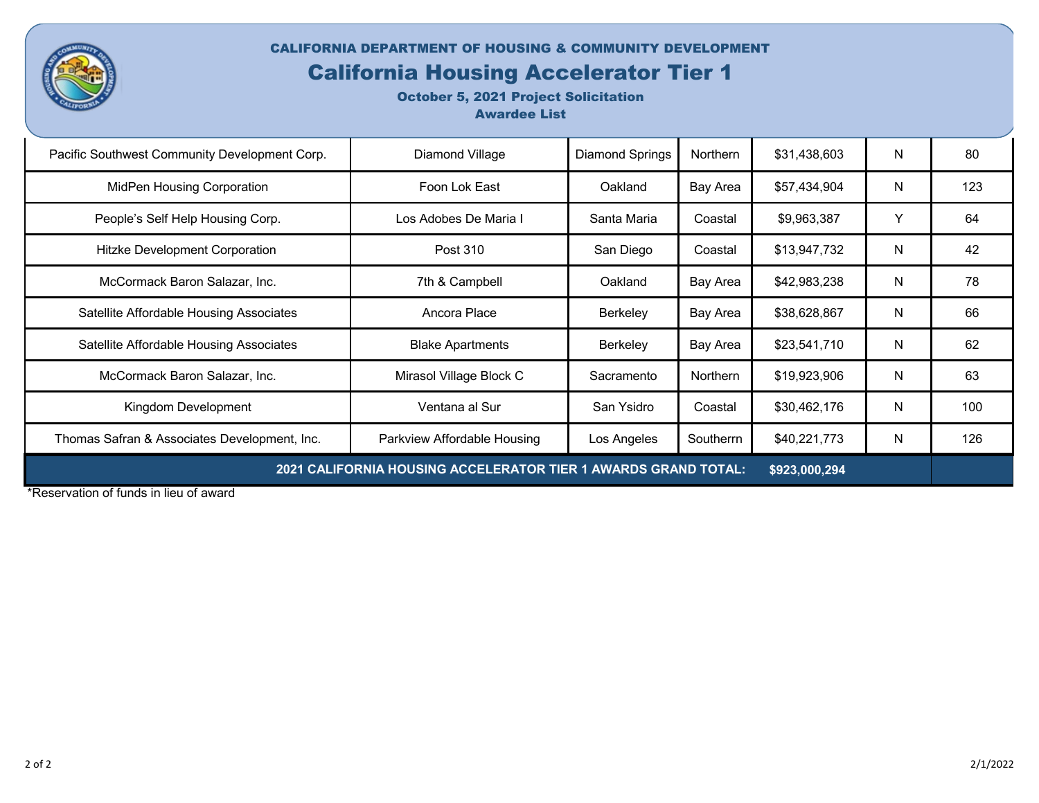CALIFORNIA DEPARTMENT OF HOUSING & COMMUNITY DEVELOPMENT

# California Housing Accelerator Tier 1

### October 5, 2021 Project Solicitation
### Awardee List

| | | | | | | |
|---|---|---|---|---|---|---|
| Pacific Southwest Community Development Corp. | Diamond Village | Diamond Springs | Northern | $31,438,603 | N | 80 |
| MidPen Housing Corporation | Foon Lok East | Oakland | Bay Area | $57,434,904 | N | 123 |
| People's Self Help Housing Corp. | Los Adobes De Maria I | Santa Maria | Coastal | $9,963,387 | Y | 64 |
| Hitzke Development Corporation | Post 310 | San Diego | Coastal | $13,947,732 | N | 42 |
| McCormack Baron Salazar, Inc. | 7th & Campbell | Oakland | Bay Area | $42,983,238 | N | 78 |
| Satellite Affordable Housing Associates | Ancora Place | Berkeley | Bay Area | $38,628,867 | N | 66 |
| Satellite Affordable Housing Associates | Blake Apartments | Berkeley | Bay Area | $23,541,710 | N | 62 |
| McCormack Baron Salazar, Inc. | Mirasol Village Block C | Sacramento | Northern | $19,923,906 | N | 63 |
| Kingdom Development | Ventana al Sur | San Ysidro | Coastal | $30,462,176 | N | 100 |
| Thomas Safran & Associates Development, Inc. | Parkview Affordable Housing | Los Angeles | Southerrn | $40,221,773 | N | 126 |
| **2021 CALIFORNIA HOUSING ACCELERATOR TIER 1 AWARDS GRAND TOTAL:** | | | | **$923,000,294** | | |

*Reservation of funds in lieu of award